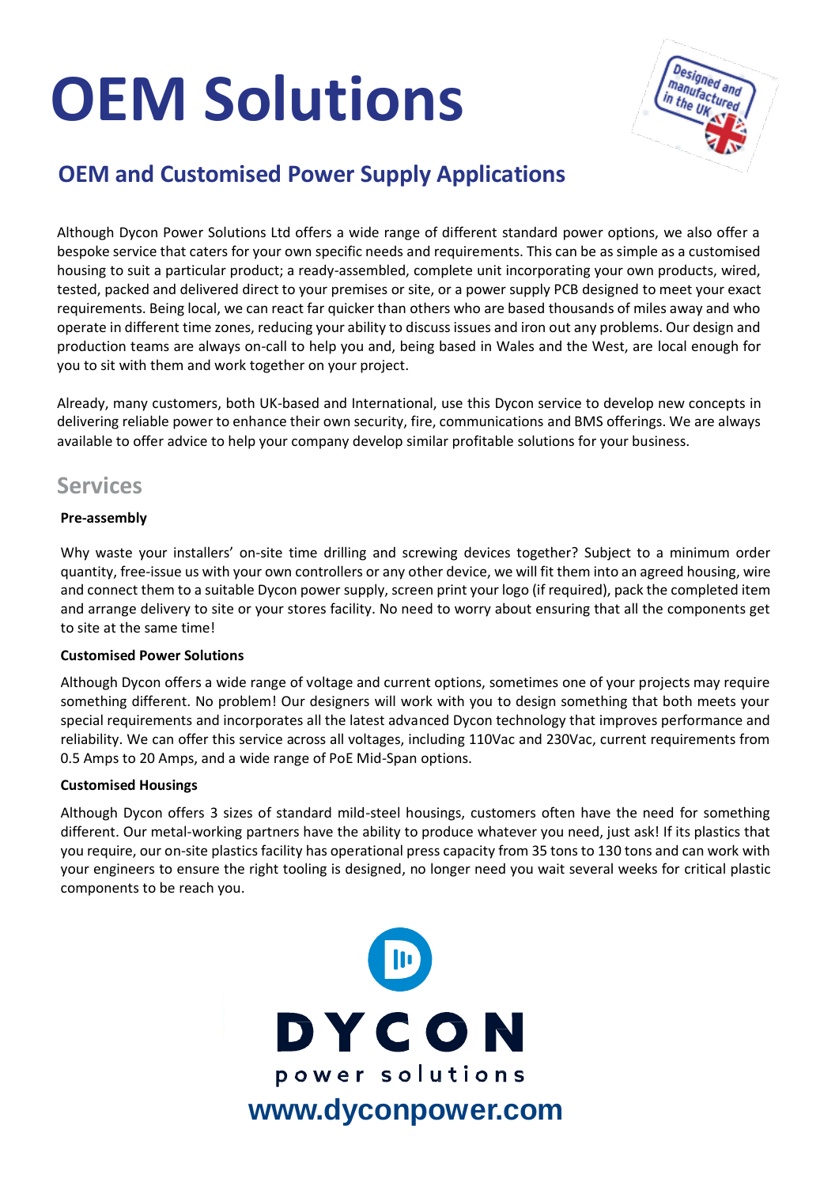# OEM Solutions

## OEM and Customised Power Supply Applications

Although Dycon Power Solutions Ltd offers a wide range of different standard power options, we also offer a bespoke service that caters for your own specific needs and requirements. This can be as simple as a customised housing to suit a particular product; a ready-assembled, complete unit incorporating your own products, wired, tested, packed and delivered direct to your premises or site, or a power supply PCB designed to meet your exact requirements. Being local, we can react far quicker than others who are based thousands of miles away and who operate in different time zones, reducing your ability to discuss issues and iron out any problems. Our design and production teams are always on-call to help you and, being based in Wales and the West, are local enough for you to sit with them and work together on your project.

Already, many customers, both UK-based and International, use this Dycon service to develop new concepts in delivering reliable power to enhance their own security, fire, communications and BMS offerings. We are always available to offer advice to help your company develop similar profitable solutions for your business.

## Services

**Pre-assembly**

Why waste your installers' on-site time drilling and screwing devices together? Subject to a minimum order quantity, free-issue us with your own controllers or any other device, we will fit them into an agreed housing, wire and connect them to a suitable Dycon power supply, screen print your logo (if required), pack the completed item and arrange delivery to site or your stores facility. No need to worry about ensuring that all the components get to site at the same time!

**Customised Power Solutions**

Although Dycon offers a wide range of voltage and current options, sometimes one of your projects may require something different. No problem! Our designers will work with you to design something that both meets your special requirements and incorporates all the latest advanced Dycon technology that improves performance and reliability. We can offer this service across all voltages, including 110Vac and 230Vac, current requirements from 0.5 Amps to 20 Amps, and a wide range of PoE Mid-Span options.

**Customised Housings**

Although Dycon offers 3 sizes of standard mild-steel housings, customers often have the need for something different. Our metal-working partners have the ability to produce whatever you need, just ask! If its plastics that you require, our on-site plastics facility has operational press capacity from 35 tons to 130 tons and can work with your engineers to ensure the right tooling is designed, no longer need you wait several weeks for critical plastic components to be reach you.

DYCON power solutions

www.dyconpower.com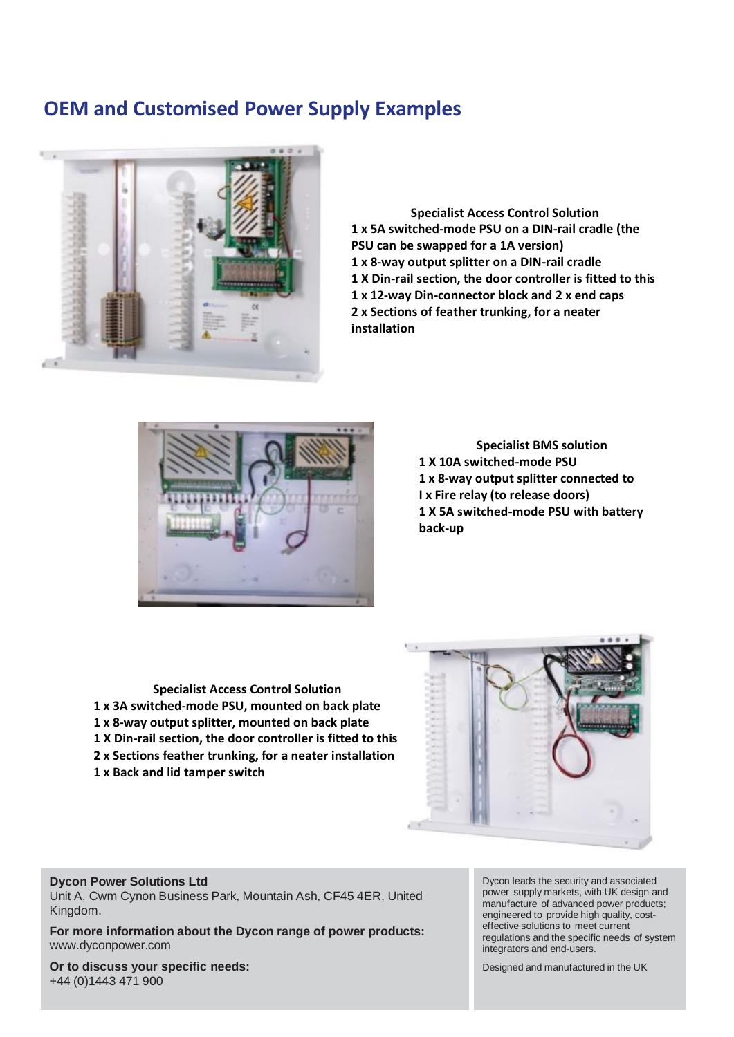## OEM and Customised Power Supply Examples

**Specialist Access Control Solution**

**1 x 5A switched-mode PSU on a DIN-rail cradle (the PSU can be swapped for a 1A version)**
**1 x 8-way output splitter on a DIN-rail cradle**
**1 X Din-rail section, the door controller is fitted to this**
**1 x 12-way Din-connector block and 2 x end caps**
**2 x Sections of feather trunking, for a neater installation**

**Specialist BMS solution**

**1 X 10A switched-mode PSU**
**1 x 8-way output splitter connected to**
**I x Fire relay (to release doors)**
**1 X 5A switched-mode PSU with battery back-up**

**Specialist Access Control Solution**

**1 x 3A switched-mode PSU, mounted on back plate**
**1 x 8-way output splitter, mounted on back plate**
**1 X Din-rail section, the door controller is fitted to this**
**2 x Sections feather trunking, for a neater installation**
**1 x Back and lid tamper switch**

**Dycon Power Solutions Ltd**
Unit A, Cwm Cynon Business Park, Mountain Ash, CF45 4ER, United Kingdom.

**For more information about the Dycon range of power products:**
www.dyconpower.com

**Or to discuss your specific needs:**
+44 (0)1443 471 900

Dycon leads the security and associated power supply markets, with UK design and manufacture of advanced power products; engineered to provide high quality, cost-effective solutions to meet current regulations and the specific needs of system integrators and end-users.

Designed and manufactured in the UK